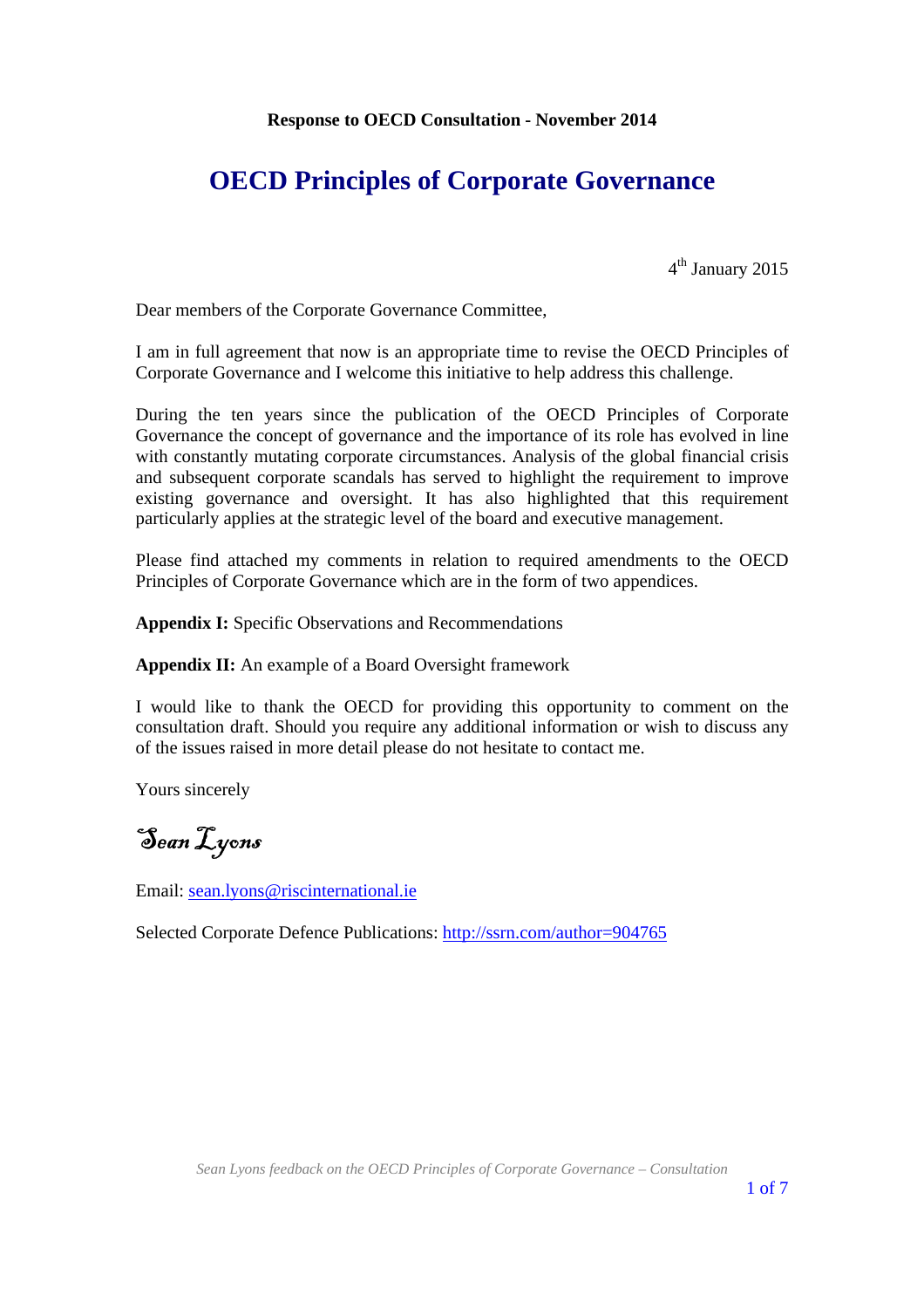**Response to OECD Consultation - November 2014**

# OECD Principles of Corporate Governance

4th January 2015

Dear members of the Corporate Governance Committee,

I am in full agreement that now is an appropriate time to revise the OECD Principles of Corporate Governance and I welcome this initiative to help address this challenge.

During the ten years since the publication of the OECD Principles of Corporate Governance the concept of governance and the importance of its role has evolved in line with constantly mutating corporate circumstances. Analysis of the global financial crisis and subsequent corporate scandals has served to highlight the requirement to improve existing governance and oversight. It has also highlighted that this requirement particularly applies at the strategic level of the board and executive management.

Please find attached my comments in relation to required amendments to the OECD Principles of Corporate Governance which are in the form of two appendices.

**Appendix I:** Specific Observations and Recommendations

**Appendix II:** An example of a Board Oversight framework

I would like to thank the OECD for providing this opportunity to comment on the consultation draft. Should you require any additional information or wish to discuss any of the issues raised in more detail please do not hesitate to contact me.

Yours sincerely

*Sean Lyons*

Email: sean.lyons@riscinternational.ie

Selected Corporate Defence Publications: http://ssrn.com/author=904765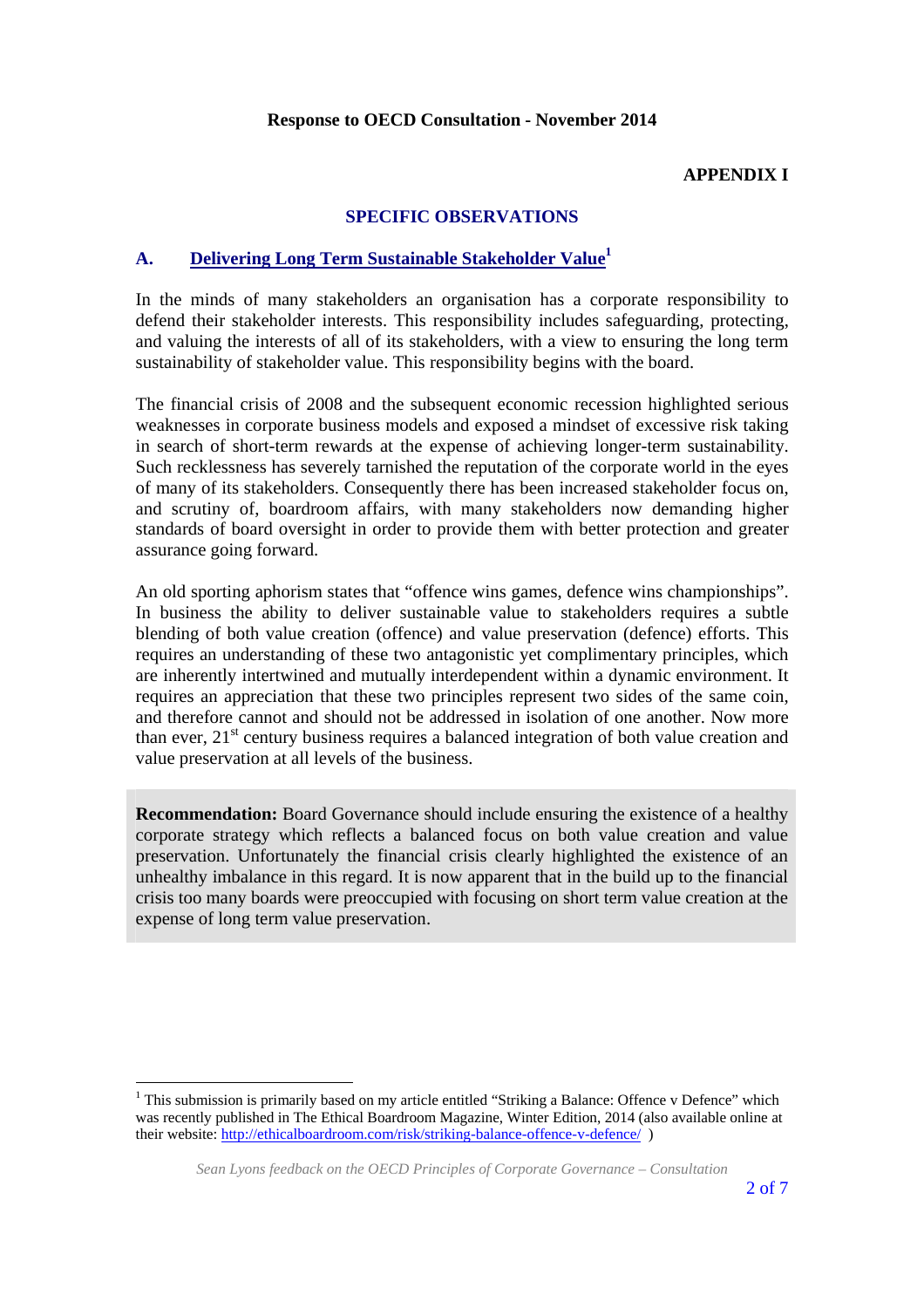**Response to OECD Consultation - November 2014**

**APPENDIX I**

## SPECIFIC OBSERVATIONS

### A. Delivering Long Term Sustainable Stakeholder Value[1]

In the minds of many stakeholders an organisation has a corporate responsibility to defend their stakeholder interests. This responsibility includes safeguarding, protecting, and valuing the interests of all of its stakeholders, with a view to ensuring the long term sustainability of stakeholder value. This responsibility begins with the board.

The financial crisis of 2008 and the subsequent economic recession highlighted serious weaknesses in corporate business models and exposed a mindset of excessive risk taking in search of short-term rewards at the expense of achieving longer-term sustainability. Such recklessness has severely tarnished the reputation of the corporate world in the eyes of many of its stakeholders. Consequently there has been increased stakeholder focus on, and scrutiny of, boardroom affairs, with many stakeholders now demanding higher standards of board oversight in order to provide them with better protection and greater assurance going forward.

An old sporting aphorism states that "offence wins games, defence wins championships". In business the ability to deliver sustainable value to stakeholders requires a subtle blending of both value creation (offence) and value preservation (defence) efforts. This requires an understanding of these two antagonistic yet complimentary principles, which are inherently intertwined and mutually interdependent within a dynamic environment. It requires an appreciation that these two principles represent two sides of the same coin, and therefore cannot and should not be addressed in isolation of one another. Now more than ever, 21st century business requires a balanced integration of both value creation and value preservation at all levels of the business.

**Recommendation:** Board Governance should include ensuring the existence of a healthy corporate strategy which reflects a balanced focus on both value creation and value preservation. Unfortunately the financial crisis clearly highlighted the existence of an unhealthy imbalance in this regard. It is now apparent that in the build up to the financial crisis too many boards were preoccupied with focusing on short term value creation at the expense of long term value preservation.

---

[1] This submission is primarily based on my article entitled "Striking a Balance: Offence v Defence" which was recently published in The Ethical Boardroom Magazine, Winter Edition, 2014 (also available online at their website: http://ethicalboardroom.com/risk/striking-balance-offence-v-defence/ )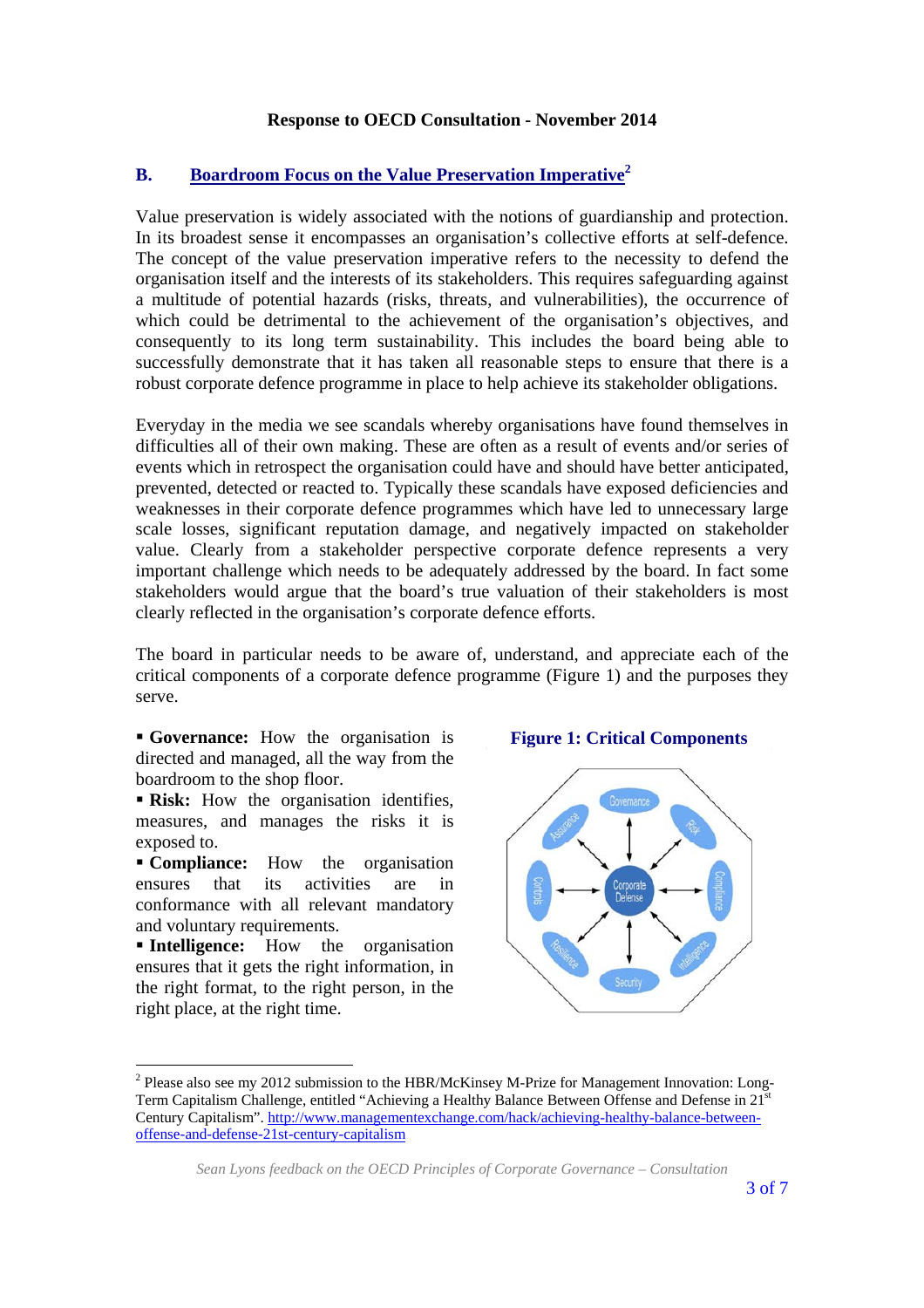**Response to OECD Consultation - November 2014**

## B. Boardroom Focus on the Value Preservation Imperative[2]

Value preservation is widely associated with the notions of guardianship and protection. In its broadest sense it encompasses an organisation's collective efforts at self-defence. The concept of the value preservation imperative refers to the necessity to defend the organisation itself and the interests of its stakeholders. This requires safeguarding against a multitude of potential hazards (risks, threats, and vulnerabilities), the occurrence of which could be detrimental to the achievement of the organisation's objectives, and consequently to its long term sustainability. This includes the board being able to successfully demonstrate that it has taken all reasonable steps to ensure that there is a robust corporate defence programme in place to help achieve its stakeholder obligations.

Everyday in the media we see scandals whereby organisations have found themselves in difficulties all of their own making. These are often as a result of events and/or series of events which in retrospect the organisation could have and should have better anticipated, prevented, detected or reacted to. Typically these scandals have exposed deficiencies and weaknesses in their corporate defence programmes which have led to unnecessary large scale losses, significant reputation damage, and negatively impacted on stakeholder value. Clearly from a stakeholder perspective corporate defence represents a very important challenge which needs to be adequately addressed by the board. In fact some stakeholders would argue that the board's true valuation of their stakeholders is most clearly reflected in the organisation's corporate defence efforts.

The board in particular needs to be aware of, understand, and appreciate each of the critical components of a corporate defence programme (Figure 1) and the purposes they serve.

- **Governance:** How the organisation is directed and managed, all the way from the boardroom to the shop floor.
- **Risk:** How the organisation identifies, measures, and manages the risks it is exposed to.
- **Compliance:** How the organisation ensures that its activities are in conformance with all relevant mandatory and voluntary requirements.
- **Intelligence:** How the organisation ensures that it gets the right information, in the right format, to the right person, in the right place, at the right time.

**Figure 1: Critical Components**

Governance, Risk, Compliance, Intelligence, Security, Resilience, Controls, Assurance — Corporate Defense

---

[2] Please also see my 2012 submission to the HBR/McKinsey M-Prize for Management Innovation: Long-Term Capitalism Challenge, entitled "Achieving a Healthy Balance Between Offense and Defense in 21st Century Capitalism". http://www.managementexchange.com/hack/achieving-healthy-balance-between-offense-and-defense-21st-century-capitalism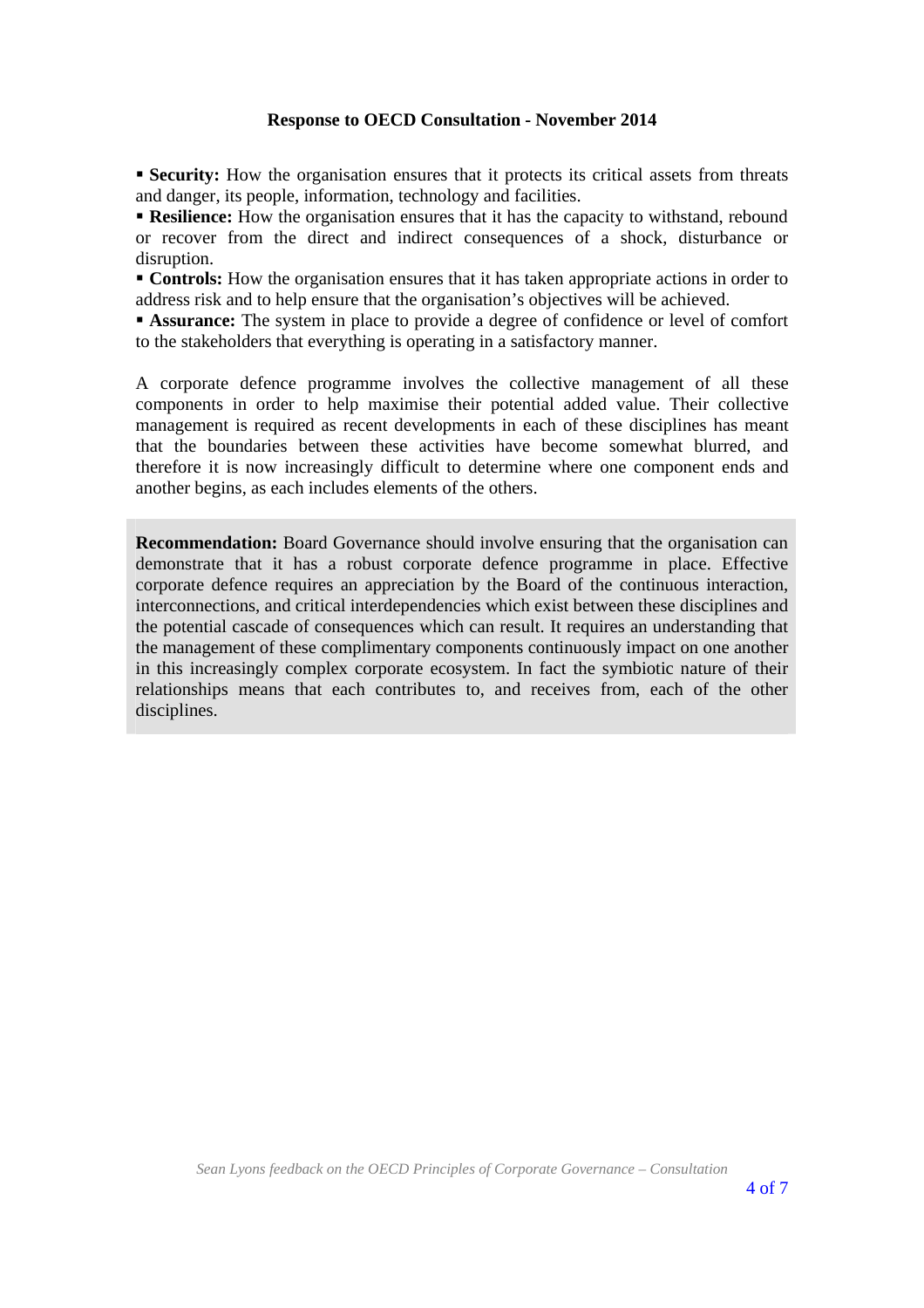- **Security:** How the organisation ensures that it protects its critical assets from threats and danger, its people, information, technology and facilities.
- **Resilience:** How the organisation ensures that it has the capacity to withstand, rebound or recover from the direct and indirect consequences of a shock, disturbance or disruption.
- **Controls:** How the organisation ensures that it has taken appropriate actions in order to address risk and to help ensure that the organisation's objectives will be achieved.
- **Assurance:** The system in place to provide a degree of confidence or level of comfort to the stakeholders that everything is operating in a satisfactory manner.

A corporate defence programme involves the collective management of all these components in order to help maximise their potential added value. Their collective management is required as recent developments in each of these disciplines has meant that the boundaries between these activities have become somewhat blurred, and therefore it is now increasingly difficult to determine where one component ends and another begins, as each includes elements of the others.

**Recommendation:** Board Governance should involve ensuring that the organisation can demonstrate that it has a robust corporate defence programme in place. Effective corporate defence requires an appreciation by the Board of the continuous interaction, interconnections, and critical interdependencies which exist between these disciplines and the potential cascade of consequences which can result. It requires an understanding that the management of these complimentary components continuously impact on one another in this increasingly complex corporate ecosystem. In fact the symbiotic nature of their relationships means that each contributes to, and receives from, each of the other disciplines.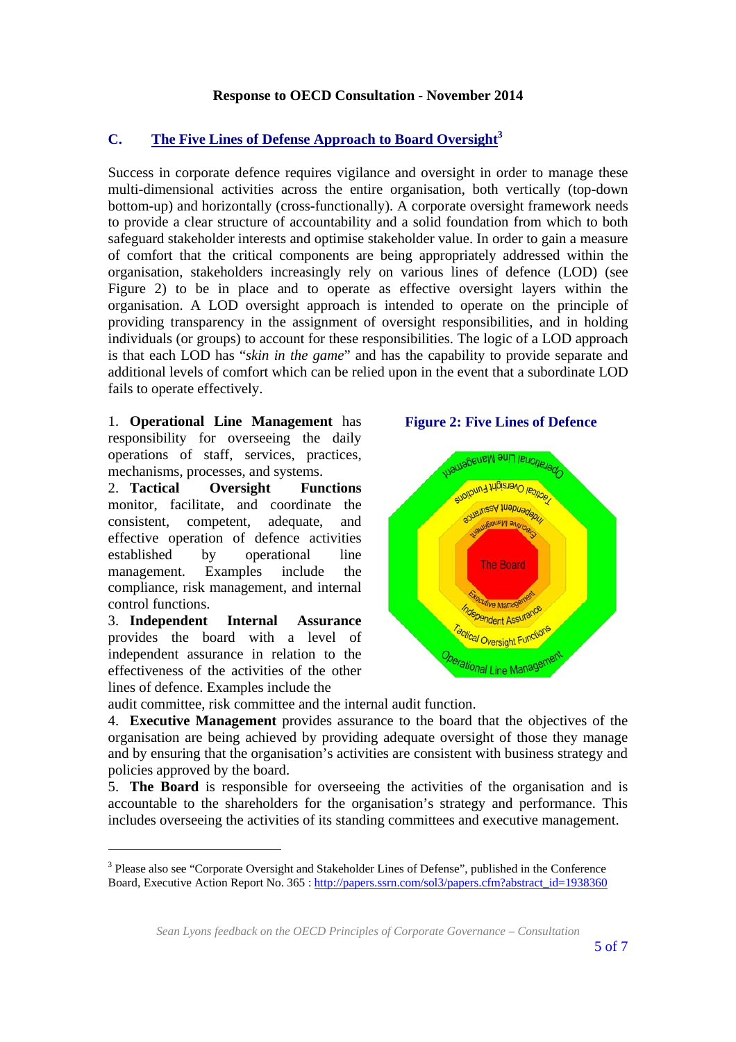**Response to OECD Consultation - November 2014**

## C. The Five Lines of Defense Approach to Board Oversight[3]

Success in corporate defence requires vigilance and oversight in order to manage these multi-dimensional activities across the entire organisation, both vertically (top-down bottom-up) and horizontally (cross-functionally). A corporate oversight framework needs to provide a clear structure of accountability and a solid foundation from which to both safeguard stakeholder interests and optimise stakeholder value. In order to gain a measure of comfort that the critical components are being appropriately addressed within the organisation, stakeholders increasingly rely on various lines of defence (LOD) (see Figure 2) to be in place and to operate as effective oversight layers within the organisation. A LOD oversight approach is intended to operate on the principle of providing transparency in the assignment of oversight responsibilities, and in holding individuals (or groups) to account for these responsibilities. The logic of a LOD approach is that each LOD has "*skin in the game*" and has the capability to provide separate and additional levels of comfort which can be relied upon in the event that a subordinate LOD fails to operate effectively.

**Figure 2: Five Lines of Defence**

1. **Operational Line Management** has responsibility for overseeing the daily operations of staff, services, practices, mechanisms, processes, and systems.
2. **Tactical Oversight Functions** monitor, facilitate, and coordinate the consistent, competent, adequate, and effective operation of defence activities established by operational line management. Examples include the compliance, risk management, and internal control functions.
3. **Independent Internal Assurance** provides the board with a level of independent assurance in relation to the effectiveness of the activities of the other lines of defence. Examples include the audit committee, risk committee and the internal audit function.
4. **Executive Management** provides assurance to the board that the objectives of the organisation are being achieved by providing adequate oversight of those they manage and by ensuring that the organisation's activities are consistent with business strategy and policies approved by the board.
5. **The Board** is responsible for overseeing the activities of the organisation and is accountable to the shareholders for the organisation's strategy and performance. This includes overseeing the activities of its standing committees and executive management.

---

[3] Please also see "Corporate Oversight and Stakeholder Lines of Defense", published in the Conference Board, Executive Action Report No. 365 : http://papers.ssrn.com/sol3/papers.cfm?abstract_id=1938360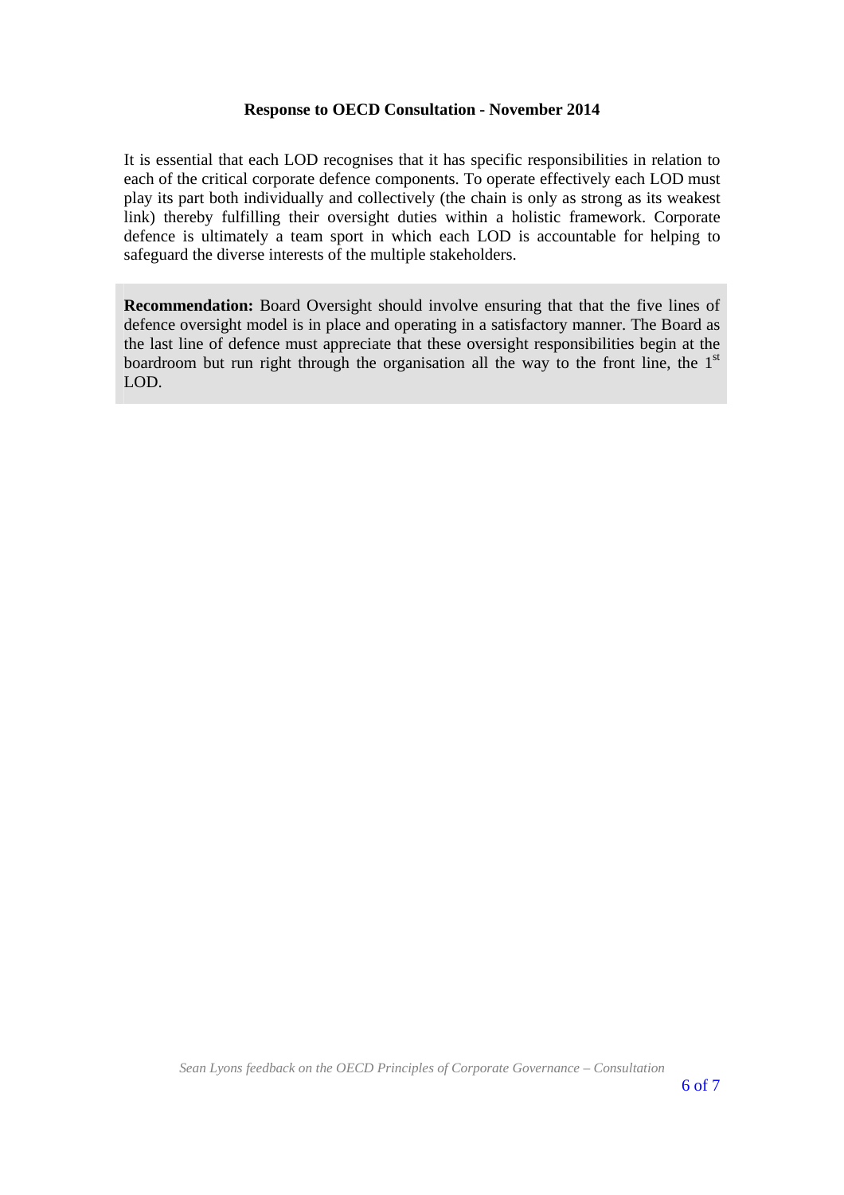It is essential that each LOD recognises that it has specific responsibilities in relation to each of the critical corporate defence components. To operate effectively each LOD must play its part both individually and collectively (the chain is only as strong as its weakest link) thereby fulfilling their oversight duties within a holistic framework. Corporate defence is ultimately a team sport in which each LOD is accountable for helping to safeguard the diverse interests of the multiple stakeholders.

**Recommendation:** Board Oversight should involve ensuring that that the five lines of defence oversight model is in place and operating in a satisfactory manner. The Board as the last line of defence must appreciate that these oversight responsibilities begin at the boardroom but run right through the organisation all the way to the front line, the 1st LOD.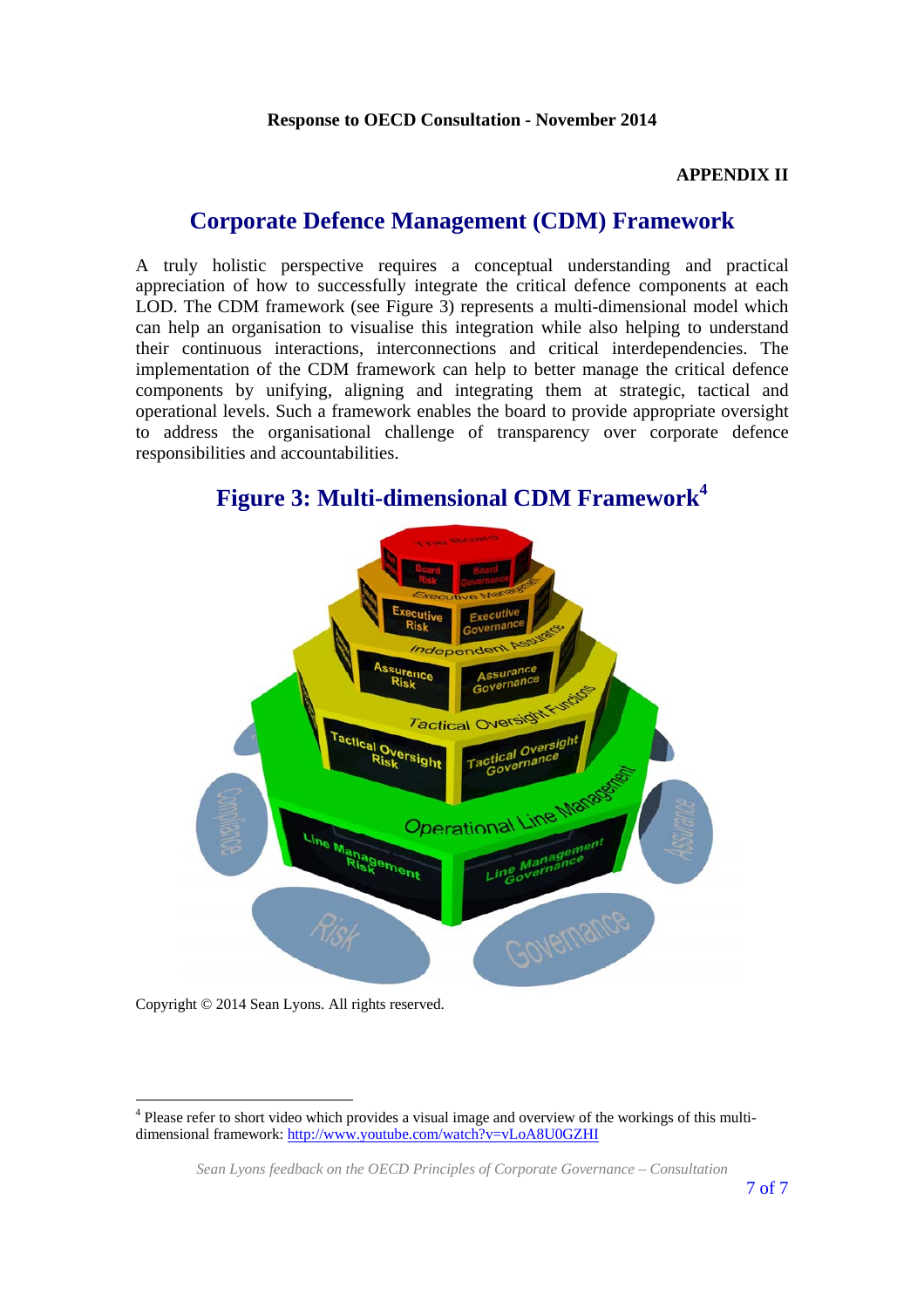**Response to OECD Consultation - November 2014**

**APPENDIX II**

## Corporate Defence Management (CDM) Framework

A truly holistic perspective requires a conceptual understanding and practical appreciation of how to successfully integrate the critical defence components at each LOD. The CDM framework (see Figure 3) represents a multi-dimensional model which can help an organisation to visualise this integration while also helping to understand their continuous interactions, interconnections and critical interdependencies. The implementation of the CDM framework can help to better manage the critical defence components by unifying, aligning and integrating them at strategic, tactical and operational levels. Such a framework enables the board to provide appropriate oversight to address the organisational challenge of transparency over corporate defence responsibilities and accountabilities.

## Figure 3: Multi-dimensional CDM Framework[4]

The Board
Board Risk
Board Governance
Executive Management
Executive Risk
Executive Governance
Independent Assurance
Assurance Risk
Assurance Governance
Tactical Oversight Functions
Tactical Oversight Risk
Tactical Oversight Governance
Operational Line Management
Line Management Risk
Line Management Governance
Compliance
Assurance
Risk
Governance

Copyright © 2014 Sean Lyons. All rights reserved.

[4] Please refer to short video which provides a visual image and overview of the workings of this multi-dimensional framework: http://www.youtube.com/watch?v=vLoA8U0GZHI